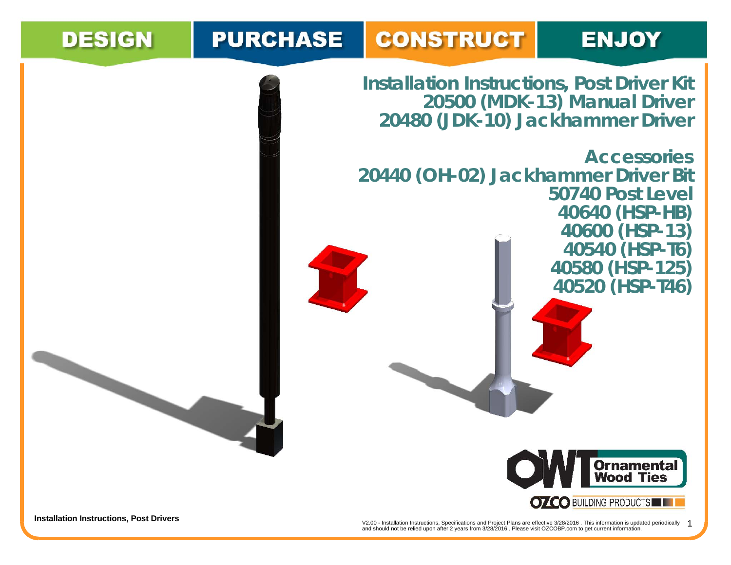DESIGN PURCHASE CONSTRUCT ENJOY

# Installation Instructions, Post Driver Kit
# 20500 (MDK-13) Manual Driver
# 20480 (JDK-10) Jackhammer Driver

## Accessories

**20440 (OH-02) Jackhammer Driver Bit**
**50740 Post Level**
**40640 (HSP-HB)**
**40600 (HSP-13)**
**40540 (HSP-T6)**
**40580 (HSP-125)**
**40520 (HSP-T46)**

OWT Ornamental Wood Ties

OZCO BUILDING PRODUCTS

**Installation Instructions, Post Drivers**

V2.00 - Installation Instructions, Specifications and Project Plans are effective 3/28/2016 . This information is updated periodically and should not be relied upon after 2 years from 3/28/2016 . Please visit OZCOBP.com to get current information.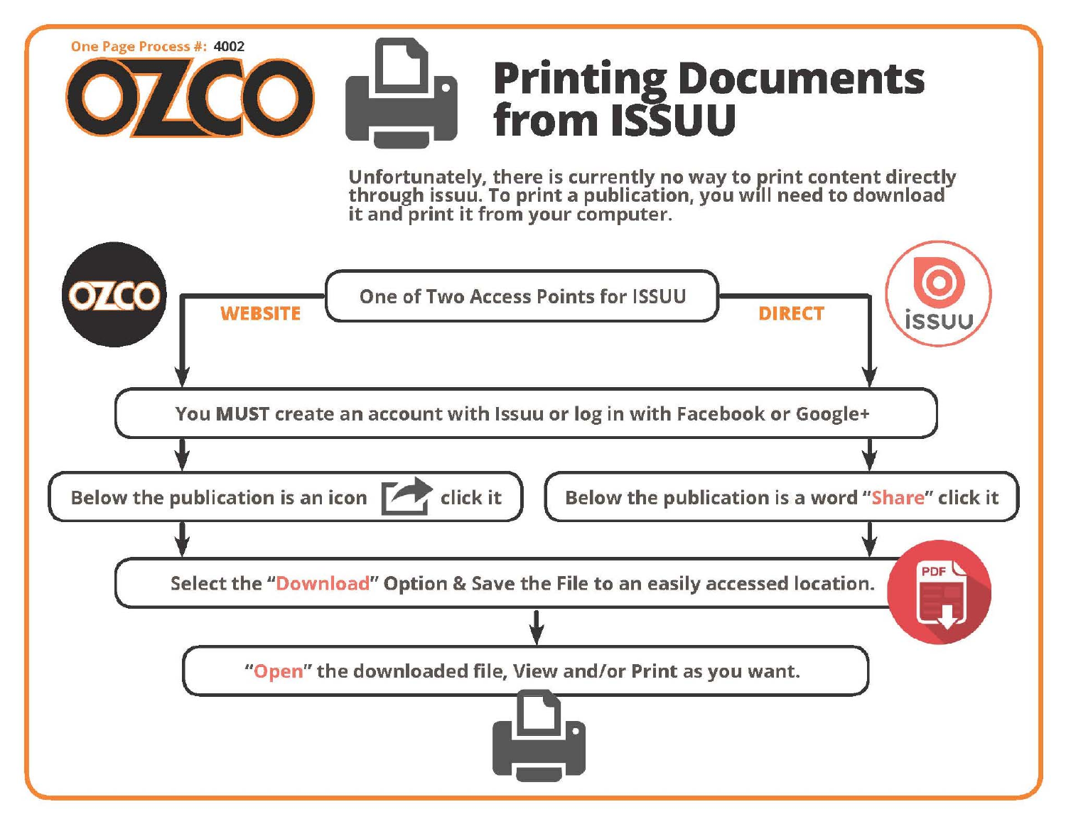One Page Process #: 4002

OZCO

# Printing Documents from ISSUU

Unfortunately, there is currently no way to print content directly through issuu. To print a publication, you will need to download it and print it from your computer.

One of Two Access Points for ISSUU

**WEBSITE** | **DIRECT**

You **MUST** create an account with Issuu or log in with Facebook or Google+

- **WEBSITE:** Below the publication is an icon click it
- **DIRECT:** Below the publication is a word "Share" click it

Select the "Download" Option & Save the File to an easily accessed location.

"Open" the downloaded file, View and/or Print as you want.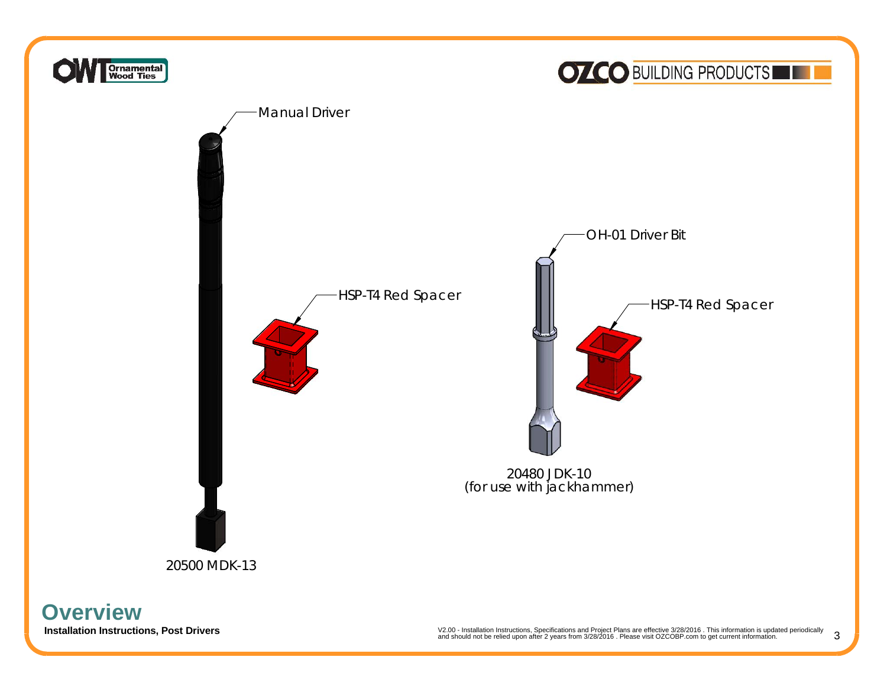Manual Driver

HSP-T4 Red Spacer

20500 MDK-13

OH-01 Driver Bit

HSP-T4 Red Spacer

20480 JDK-10
(for use with jackhammer)

## Overview

**Installation Instructions, Post Drivers**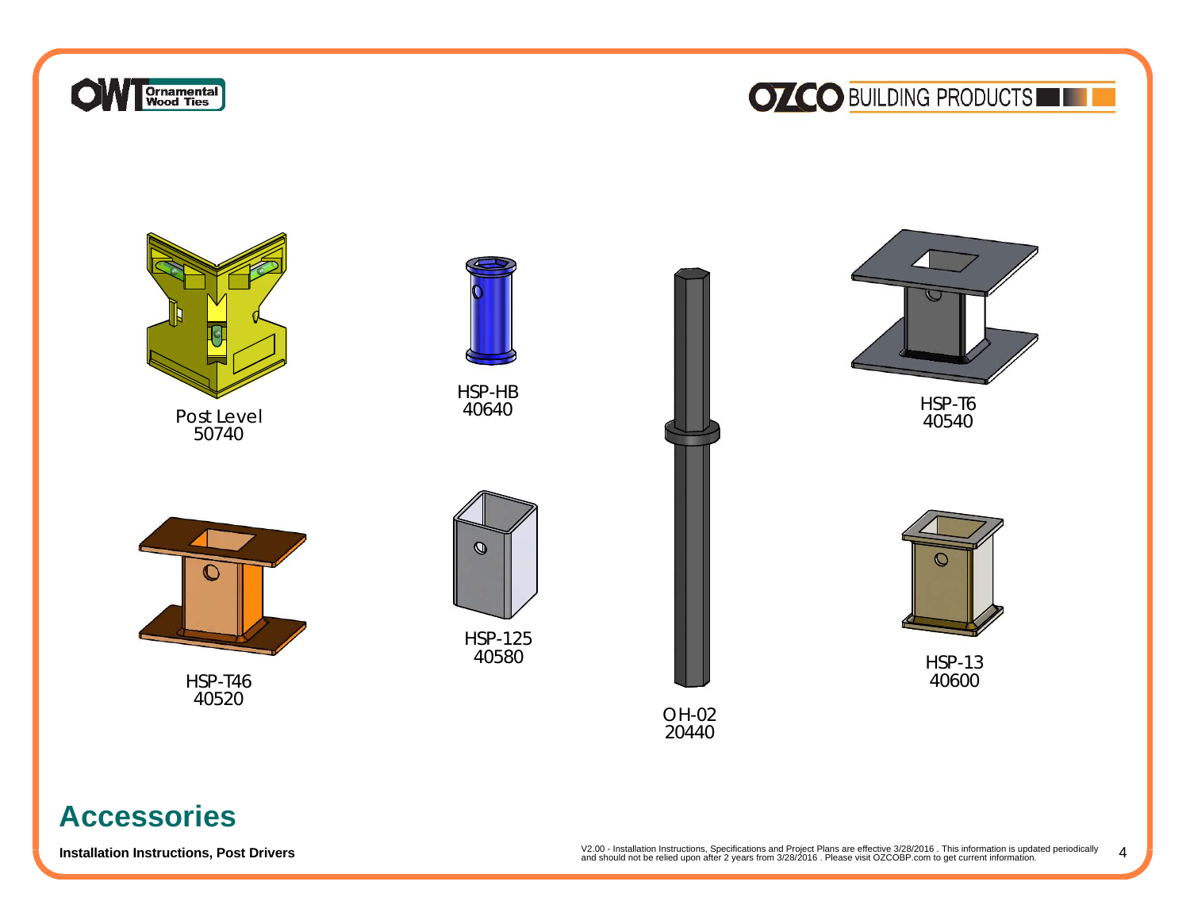Post Level
50740

HSP-HB
40640

HSP-T6
40540

HSP-T46
40520

HSP-125
40580

HSP-13
40600

OH-02
20440

# Accessories

**Installation Instructions, Post Drivers**

V2.00 - Installation Instructions, Specifications and Project Plans are effective 3/28/2016 . This information is updated periodically and should not be relied upon after 2 years from 3/28/2016 . Please visit OZCOBP.com to get current information.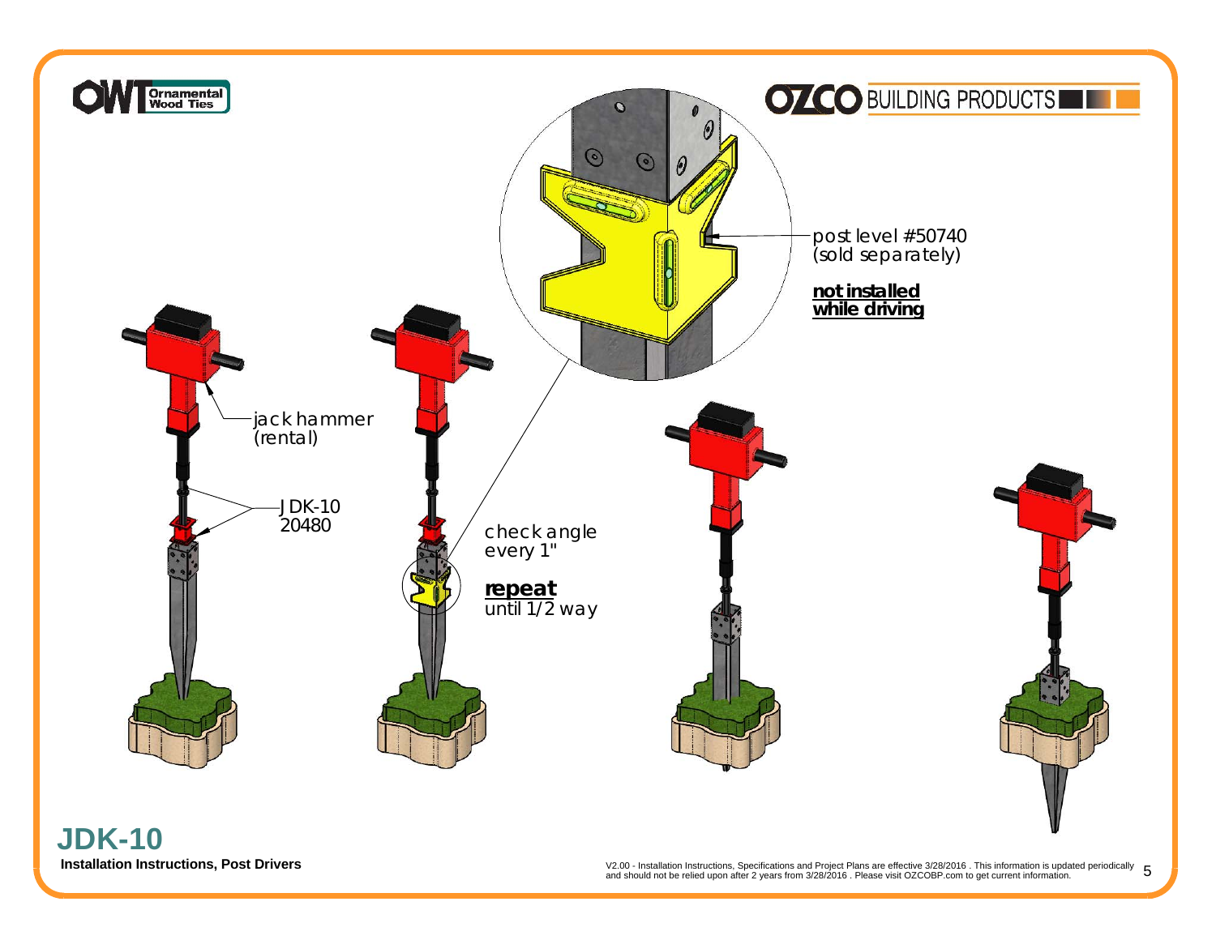jack hammer (rental)

JDK-10
20480

check angle every 1"

**repeat** until 1/2 way

post level #50740 (sold separately)

**not installed while driving**

## JDK-10

**Installation Instructions, Post Drivers**

V2.00 - Installation Instructions, Specifications and Project Plans are effective 3/28/2016 . This information is updated periodically and should not be relied upon after 2 years from 3/28/2016 . Please visit OZCOBP.com to get current information.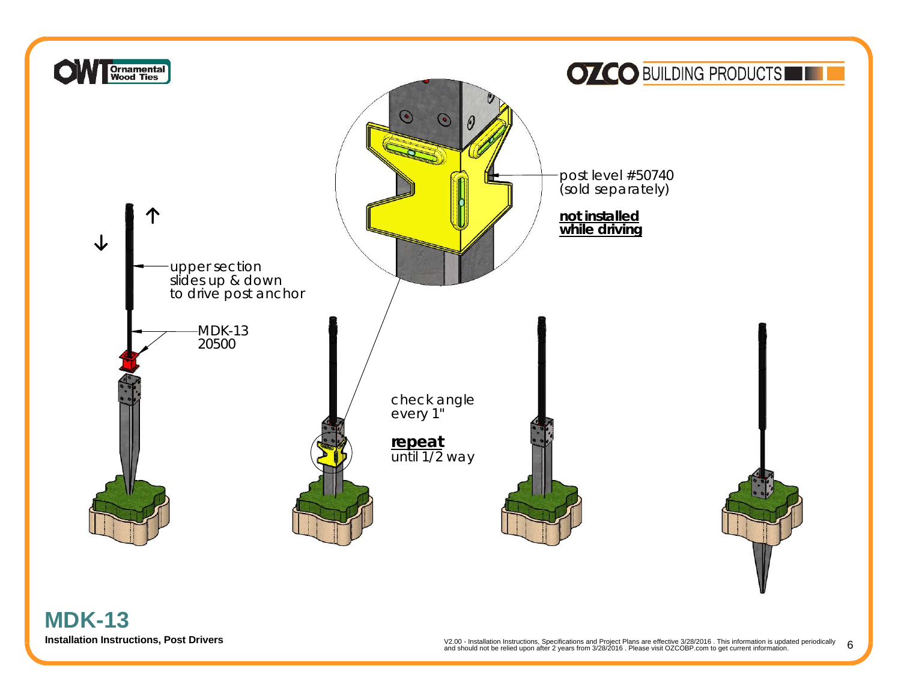OWT Ornamental Wood Ties

OZCO BUILDING PRODUCTS

post level #50740
(sold separately)

**not installed while driving**

upper section
slides up & down
to drive post anchor

MDK-13
20500

check angle
every 1"

**repeat**
until 1/2 way

# MDK-13

**Installation Instructions, Post Drivers**

V2.00 - Installation Instructions, Specifications and Project Plans are effective 3/28/2016 . This information is updated periodically and should not be relied upon after 2 years from 3/28/2016 . Please visit OZCOBP.com to get current information.